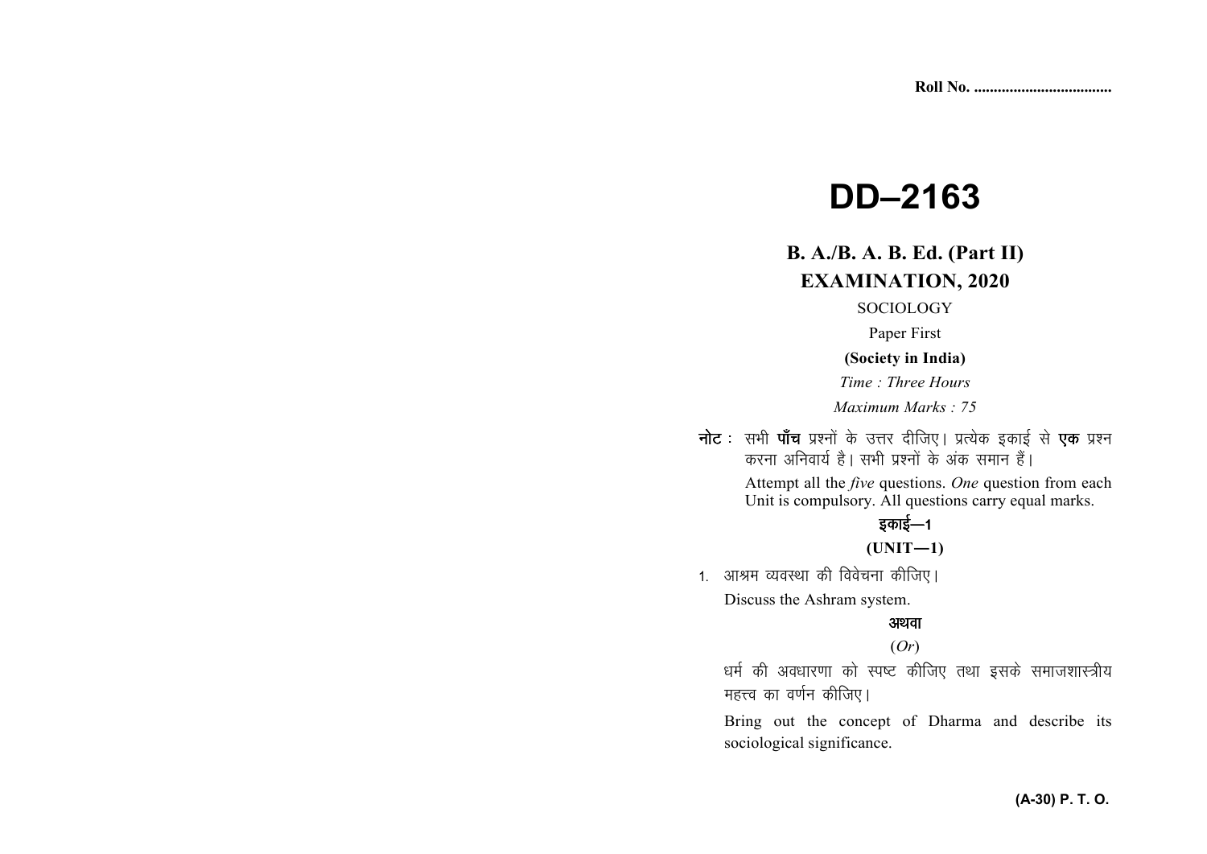Roll No. ..................................

# DD–2163

## B. A./B. A. B. Ed. (Part II) EXAMINATION, 2020

SOCIOLOGY

Paper First

**(Society in India)**

*Time : Three Hours*

*Maximum Marks : 75*

**नोट :** सभी **पाँच** प्रश्नों के उत्तर दीजिए। प्रत्येक इकाई से **एक** प्रश्न करना अनिवार्य है। सभी प्रश्नों के अंक समान हैं।

Attempt all the *five* questions. *One* question from each Unit is compulsory. All questions carry equal marks.

### इकाई—1

### (UNIT—1)

1. आश्रम व्यवस्था की विवेचना कीजिए।

   Discuss the Ashram system.

   **अथवा**

   (*Or*)

   धर्म की अवधारणा को स्पष्ट कीजिए तथा इसके समाजशास्त्रीय महत्त्व का वर्णन कीजिए।

   Bring out the concept of Dharma and describe its sociological significance.

**(A-30) P. T. O.**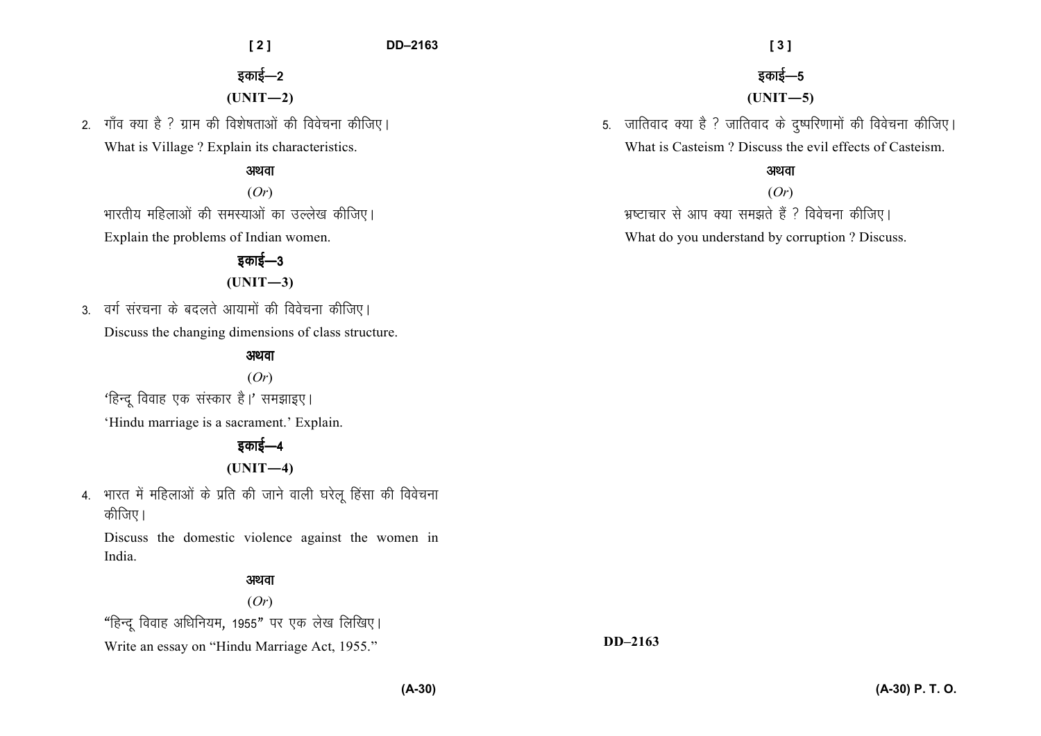## इकाई—2

## (UNIT—2)

2. गाँव क्या है ? ग्राम की विशेषताओं की विवेचना कीजिए।

   What is Village ? Explain its characteristics.

   **अथवा**

   (*Or*)

   भारतीय महिलाओं की समस्याओं का उल्लेख कीजिए।

   Explain the problems of Indian women.

## इकाई—3

## (UNIT—3)

3. वर्ग संरचना के बदलते आयामों की विवेचना कीजिए।

   Discuss the changing dimensions of class structure.

   **अथवा**

   (*Or*)

   'हिन्दू विवाह एक संस्कार है।' समझाइए।

   'Hindu marriage is a sacrament.' Explain.

## इकाई—4

## (UNIT—4)

4. भारत में महिलाओं के प्रति की जाने वाली घरेलू हिंसा की विवेचना कीजिए।

   Discuss the domestic violence against the women in India.

   **अथवा**

   (*Or*)

   "हिन्दू विवाह अधिनियम, 1955" पर एक लेख लिखिए।

   Write an essay on "Hindu Marriage Act, 1955."

## इकाई—5

## (UNIT—5)

5. जातिवाद क्या है ? जातिवाद के दुष्परिणामों की विवेचना कीजिए।

   What is Casteism ? Discuss the evil effects of Casteism.

   **अथवा**

   (*Or*)

   भ्रष्टाचार से आप क्या समझते हैं ? विवेचना कीजिए।

   What do you understand by corruption ? Discuss.